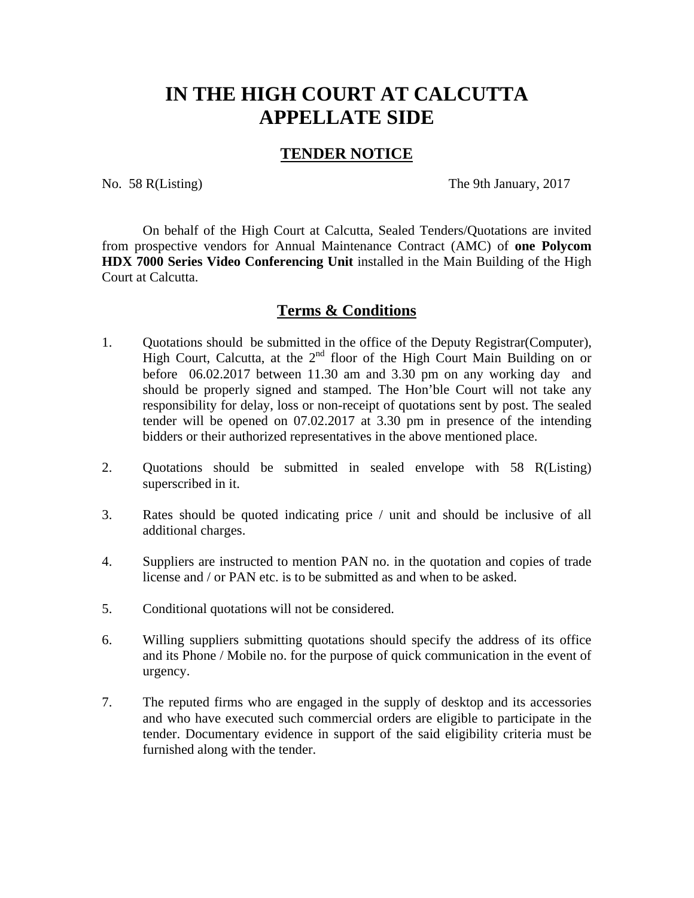# IN THE HIGH COURT AT CALCUTTA
# APPELLATE SIDE

## TENDER NOTICE

No. 58 R(Listing) The 9th January, 2017

On behalf of the High Court at Calcutta, Sealed Tenders/Quotations are invited from prospective vendors for Annual Maintenance Contract (AMC) of **one Polycom HDX 7000 Series Video Conferencing Unit** installed in the Main Building of the High Court at Calcutta.

## Terms & Conditions

1. Quotations should be submitted in the office of the Deputy Registrar(Computer), High Court, Calcutta, at the 2nd floor of the High Court Main Building on or before 06.02.2017 between 11.30 am and 3.30 pm on any working day and should be properly signed and stamped. The Hon'ble Court will not take any responsibility for delay, loss or non-receipt of quotations sent by post. The sealed tender will be opened on 07.02.2017 at 3.30 pm in presence of the intending bidders or their authorized representatives in the above mentioned place.

2. Quotations should be submitted in sealed envelope with 58 R(Listing) superscribed in it.

3. Rates should be quoted indicating price / unit and should be inclusive of all additional charges.

4. Suppliers are instructed to mention PAN no. in the quotation and copies of trade license and / or PAN etc. is to be submitted as and when to be asked.

5. Conditional quotations will not be considered.

6. Willing suppliers submitting quotations should specify the address of its office and its Phone / Mobile no. for the purpose of quick communication in the event of urgency.

7. The reputed firms who are engaged in the supply of desktop and its accessories and who have executed such commercial orders are eligible to participate in the tender. Documentary evidence in support of the said eligibility criteria must be furnished along with the tender.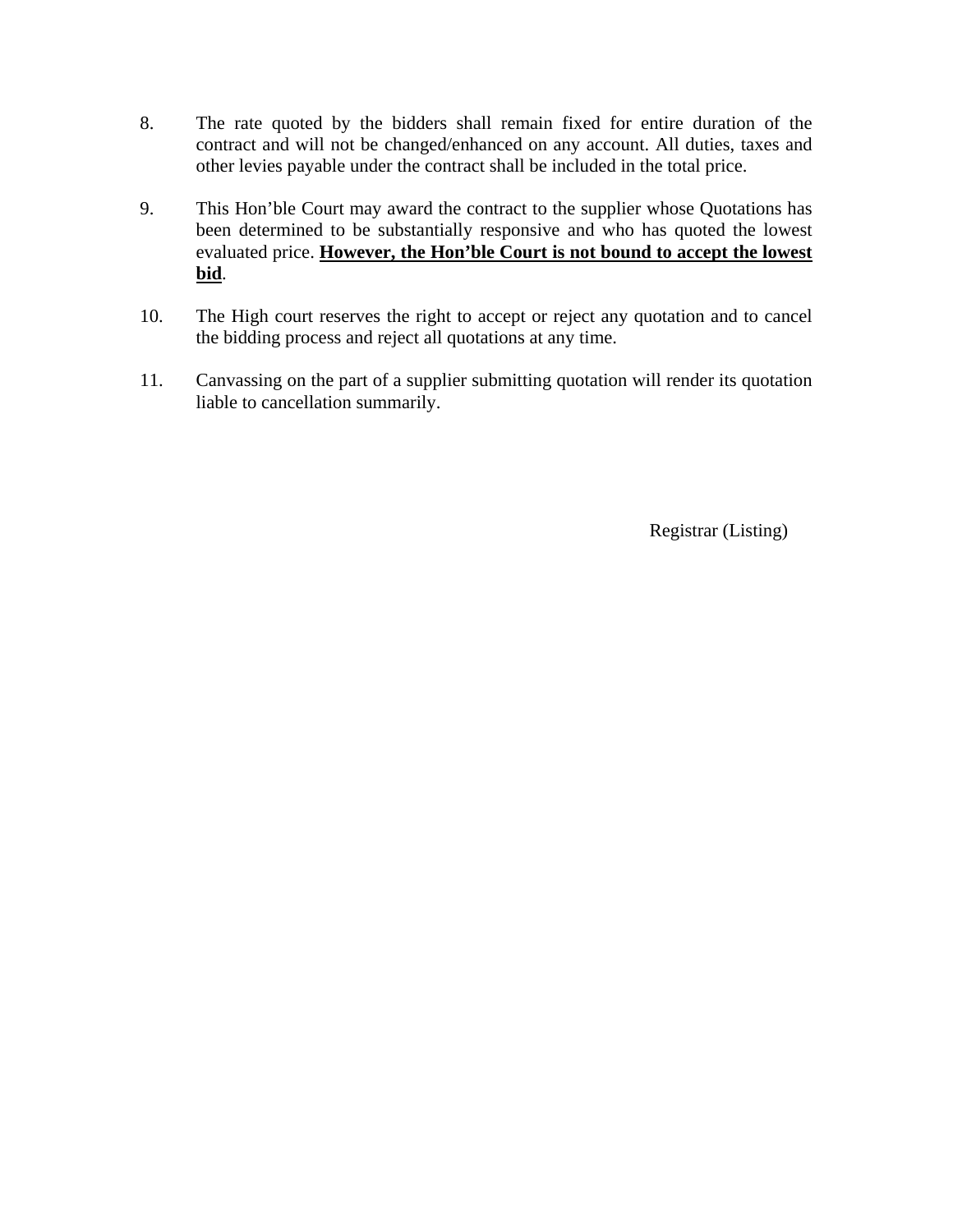8. The rate quoted by the bidders shall remain fixed for entire duration of the contract and will not be changed/enhanced on any account. All duties, taxes and other levies payable under the contract shall be included in the total price.

9. This Hon'ble Court may award the contract to the supplier whose Quotations has been determined to be substantially responsive and who has quoted the lowest evaluated price. **<u>However, the Hon'ble Court is not bound to accept the lowest bid</u>**.

10. The High court reserves the right to accept or reject any quotation and to cancel the bidding process and reject all quotations at any time.

11. Canvassing on the part of a supplier submitting quotation will render its quotation liable to cancellation summarily.

Registrar (Listing)